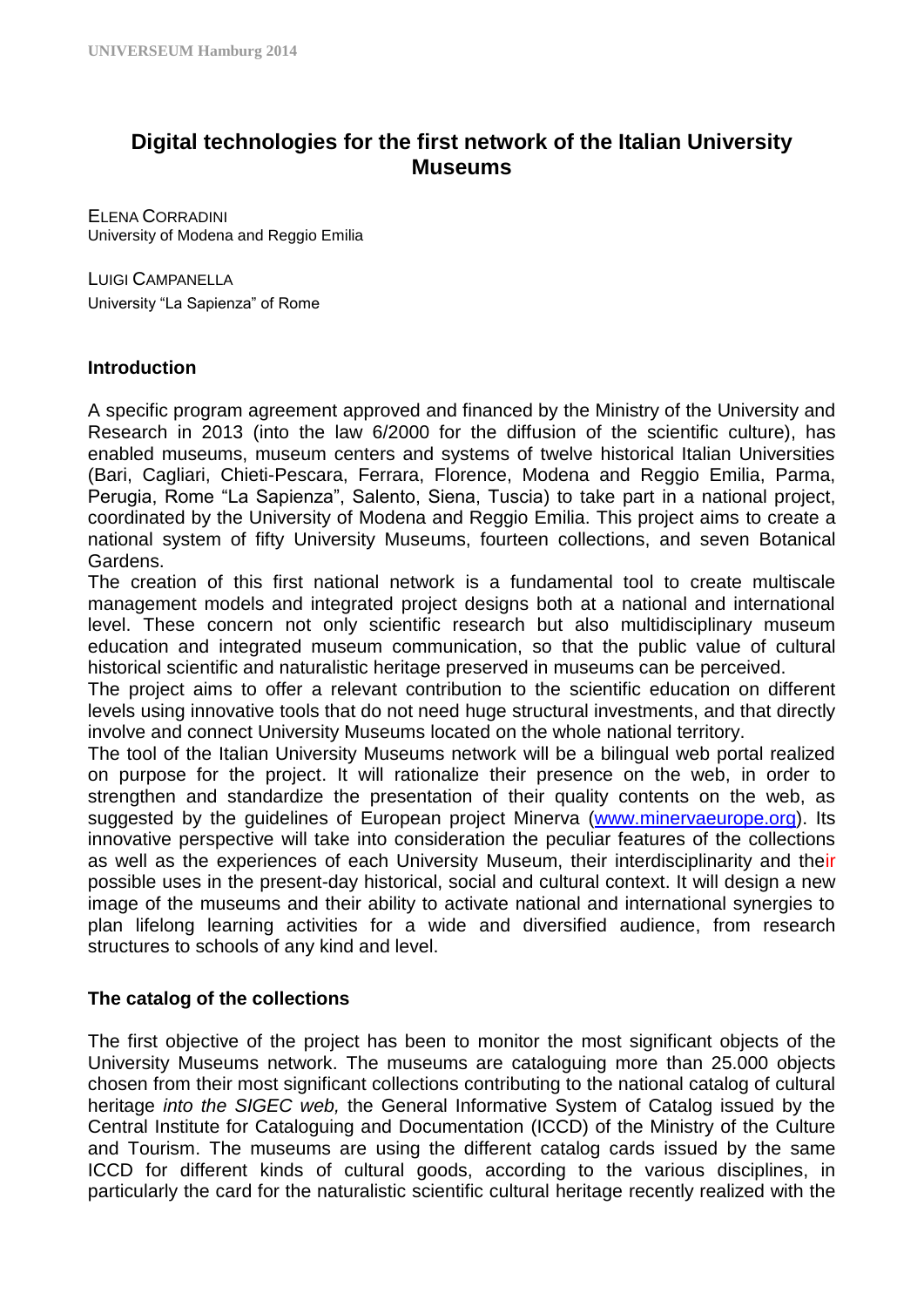# Digital technologies for the first network of the Italian University Museums

ELENA CORRADINI
University of Modena and Reggio Emilia

LUIGI CAMPANELLA
University "La Sapienza" of Rome

## Introduction

A specific program agreement approved and financed by the Ministry of the University and Research in 2013 (into the law 6/2000 for the diffusion of the scientific culture), has enabled museums, museum centers and systems of twelve historical Italian Universities (Bari, Cagliari, Chieti-Pescara, Ferrara, Florence, Modena and Reggio Emilia, Parma, Perugia, Rome "La Sapienza", Salento, Siena, Tuscia) to take part in a national project, coordinated by the University of Modena and Reggio Emilia. This project aims to create a national system of fifty University Museums, fourteen collections, and seven Botanical Gardens.

The creation of this first national network is a fundamental tool to create multiscale management models and integrated project designs both at a national and international level. These concern not only scientific research but also multidisciplinary museum education and integrated museum communication, so that the public value of cultural historical scientific and naturalistic heritage preserved in museums can be perceived.

The project aims to offer a relevant contribution to the scientific education on different levels using innovative tools that do not need huge structural investments, and that directly involve and connect University Museums located on the whole national territory.

The tool of the Italian University Museums network will be a bilingual web portal realized on purpose for the project. It will rationalize their presence on the web, in order to strengthen and standardize the presentation of their quality contents on the web, as suggested by the guidelines of European project Minerva (www.minervaeurope.org). Its innovative perspective will take into consideration the peculiar features of the collections as well as the experiences of each University Museum, their interdisciplinarity and their possible uses in the present-day historical, social and cultural context. It will design a new image of the museums and their ability to activate national and international synergies to plan lifelong learning activities for a wide and diversified audience, from research structures to schools of any kind and level.

## The catalog of the collections

The first objective of the project has been to monitor the most significant objects of the University Museums network. The museums are cataloguing more than 25.000 objects chosen from their most significant collections contributing to the national catalog of cultural heritage *into the SIGEC web,* the General Informative System of Catalog issued by the Central Institute for Cataloguing and Documentation (ICCD) of the Ministry of the Culture and Tourism. The museums are using the different catalog cards issued by the same ICCD for different kinds of cultural goods, according to the various disciplines, in particularly the card for the naturalistic scientific cultural heritage recently realized with the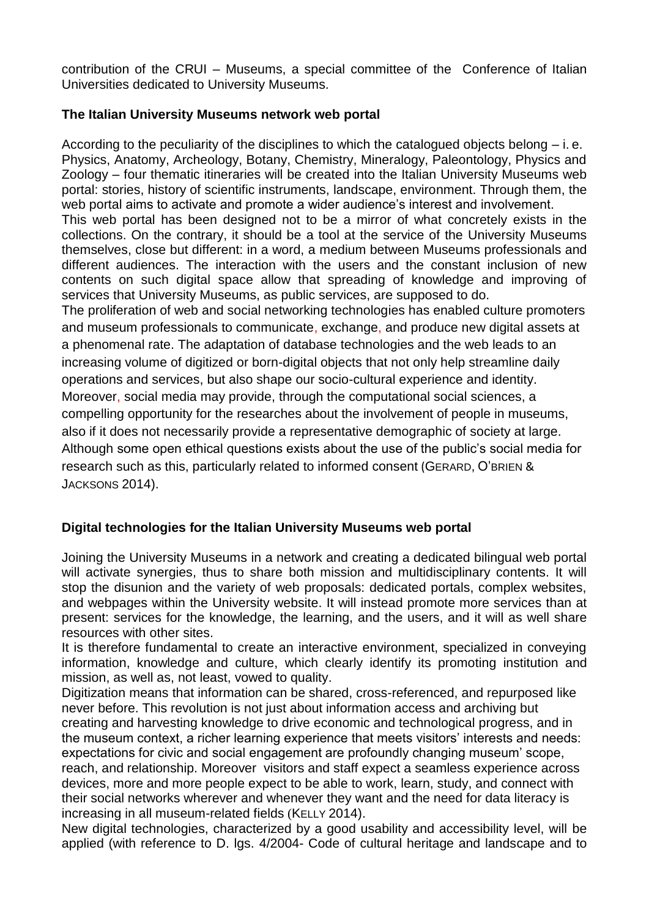contribution of the CRUI – Museums, a special committee of the Conference of Italian Universities dedicated to University Museums.

## The Italian University Museums network web portal

According to the peculiarity of the disciplines to which the catalogued objects belong – i. e. Physics, Anatomy, Archeology, Botany, Chemistry, Mineralogy, Paleontology, Physics and Zoology – four thematic itineraries will be created into the Italian University Museums web portal: stories, history of scientific instruments, landscape, environment. Through them, the web portal aims to activate and promote a wider audience's interest and involvement.
This web portal has been designed not to be a mirror of what concretely exists in the collections. On the contrary, it should be a tool at the service of the University Museums themselves, close but different: in a word, a medium between Museums professionals and different audiences. The interaction with the users and the constant inclusion of new contents on such digital space allow that spreading of knowledge and improving of services that University Museums, as public services, are supposed to do.
The proliferation of web and social networking technologies has enabled culture promoters and museum professionals to communicate, exchange, and produce new digital assets at a phenomenal rate. The adaptation of database technologies and the web leads to an increasing volume of digitized or born-digital objects that not only help streamline daily operations and services, but also shape our socio-cultural experience and identity. Moreover, social media may provide, through the computational social sciences, a compelling opportunity for the researches about the involvement of people in museums, also if it does not necessarily provide a representative demographic of society at large. Although some open ethical questions exists about the use of the public's social media for research such as this, particularly related to informed consent (GERARD, O'BRIEN & JACKSONS 2014).

## Digital technologies for the Italian University Museums web portal

Joining the University Museums in a network and creating a dedicated bilingual web portal will activate synergies, thus to share both mission and multidisciplinary contents. It will stop the disunion and the variety of web proposals: dedicated portals, complex websites, and webpages within the University website. It will instead promote more services than at present: services for the knowledge, the learning, and the users, and it will as well share resources with other sites.
It is therefore fundamental to create an interactive environment, specialized in conveying information, knowledge and culture, which clearly identify its promoting institution and mission, as well as, not least, vowed to quality.
Digitization means that information can be shared, cross-referenced, and repurposed like never before. This revolution is not just about information access and archiving but creating and harvesting knowledge to drive economic and technological progress, and in the museum context, a richer learning experience that meets visitors' interests and needs: expectations for civic and social engagement are profoundly changing museum' scope, reach, and relationship. Moreover visitors and staff expect a seamless experience across devices, more and more people expect to be able to work, learn, study, and connect with their social networks wherever and whenever they want and the need for data literacy is increasing in all museum-related fields (KELLY 2014).
New digital technologies, characterized by a good usability and accessibility level, will be applied (with reference to D. lgs. 4/2004- Code of cultural heritage and landscape and to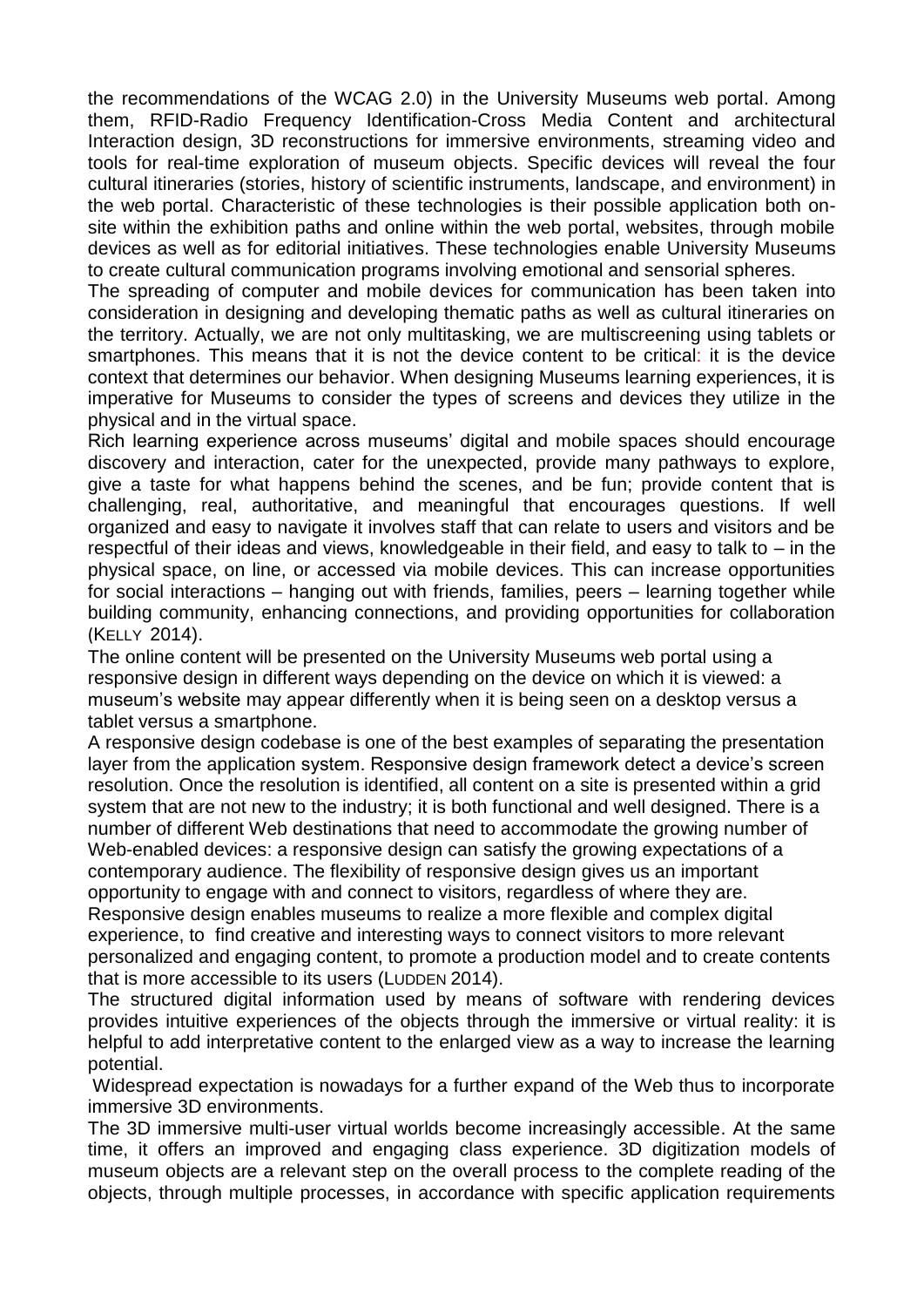the recommendations of the WCAG 2.0) in the University Museums web portal. Among them, RFID-Radio Frequency Identification-Cross Media Content and architectural Interaction design, 3D reconstructions for immersive environments, streaming video and tools for real-time exploration of museum objects. Specific devices will reveal the four cultural itineraries (stories, history of scientific instruments, landscape, and environment) in the web portal. Characteristic of these technologies is their possible application both on-site within the exhibition paths and online within the web portal, websites, through mobile devices as well as for editorial initiatives. These technologies enable University Museums to create cultural communication programs involving emotional and sensorial spheres.

The spreading of computer and mobile devices for communication has been taken into consideration in designing and developing thematic paths as well as cultural itineraries on the territory. Actually, we are not only multitasking, we are multiscreening using tablets or smartphones. This means that it is not the device content to be critical: it is the device context that determines our behavior. When designing Museums learning experiences, it is imperative for Museums to consider the types of screens and devices they utilize in the physical and in the virtual space.

Rich learning experience across museums' digital and mobile spaces should encourage discovery and interaction, cater for the unexpected, provide many pathways to explore, give a taste for what happens behind the scenes, and be fun; provide content that is challenging, real, authoritative, and meaningful that encourages questions. If well organized and easy to navigate it involves staff that can relate to users and visitors and be respectful of their ideas and views, knowledgeable in their field, and easy to talk to – in the physical space, on line, or accessed via mobile devices. This can increase opportunities for social interactions – hanging out with friends, families, peers – learning together while building community, enhancing connections, and providing opportunities for collaboration (KELLY 2014).

The online content will be presented on the University Museums web portal using a responsive design in different ways depending on the device on which it is viewed: a museum's website may appear differently when it is being seen on a desktop versus a tablet versus a smartphone.

A responsive design codebase is one of the best examples of separating the presentation layer from the application system. Responsive design framework detect a device's screen resolution. Once the resolution is identified, all content on a site is presented within a grid system that are not new to the industry; it is both functional and well designed. There is a number of different Web destinations that need to accommodate the growing number of Web-enabled devices: a responsive design can satisfy the growing expectations of a contemporary audience. The flexibility of responsive design gives us an important opportunity to engage with and connect to visitors, regardless of where they are.

Responsive design enables museums to realize a more flexible and complex digital experience, to find creative and interesting ways to connect visitors to more relevant personalized and engaging content, to promote a production model and to create contents that is more accessible to its users (LUDDEN 2014).

The structured digital information used by means of software with rendering devices provides intuitive experiences of the objects through the immersive or virtual reality: it is helpful to add interpretative content to the enlarged view as a way to increase the learning potential.

Widespread expectation is nowadays for a further expand of the Web thus to incorporate immersive 3D environments.

The 3D immersive multi-user virtual worlds become increasingly accessible. At the same time, it offers an improved and engaging class experience. 3D digitization models of museum objects are a relevant step on the overall process to the complete reading of the objects, through multiple processes, in accordance with specific application requirements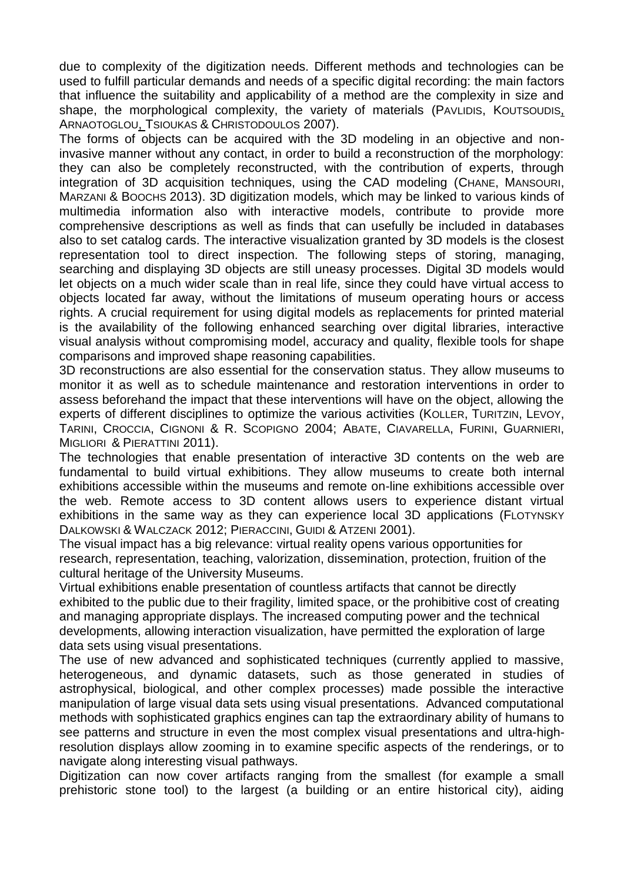due to complexity of the digitization needs. Different methods and technologies can be used to fulfill particular demands and needs of a specific digital recording: the main factors that influence the suitability and applicability of a method are the complexity in size and shape, the morphological complexity, the variety of materials (PAVLIDIS, KOUTSOUDIS, ARNAOTOGLOU, TSIOUKAS & CHRISTODOULOS 2007).

The forms of objects can be acquired with the 3D modeling in an objective and non-invasive manner without any contact, in order to build a reconstruction of the morphology: they can also be completely reconstructed, with the contribution of experts, through integration of 3D acquisition techniques, using the CAD modeling (CHANE, MANSOURI, MARZANI & BOOCHS 2013). 3D digitization models, which may be linked to various kinds of multimedia information also with interactive models, contribute to provide more comprehensive descriptions as well as finds that can usefully be included in databases also to set catalog cards. The interactive visualization granted by 3D models is the closest representation tool to direct inspection. The following steps of storing, managing, searching and displaying 3D objects are still uneasy processes. Digital 3D models would let objects on a much wider scale than in real life, since they could have virtual access to objects located far away, without the limitations of museum operating hours or access rights. A crucial requirement for using digital models as replacements for printed material is the availability of the following enhanced searching over digital libraries, interactive visual analysis without compromising model, accuracy and quality, flexible tools for shape comparisons and improved shape reasoning capabilities.

3D reconstructions are also essential for the conservation status. They allow museums to monitor it as well as to schedule maintenance and restoration interventions in order to assess beforehand the impact that these interventions will have on the object, allowing the experts of different disciplines to optimize the various activities (KOLLER, TURITZIN, LEVOY, TARINI, CROCCIA, CIGNONI & R. SCOPIGNO 2004; ABATE, CIAVARELLA, FURINI, GUARNIERI, MIGLIORI & PIERATTINI 2011).

The technologies that enable presentation of interactive 3D contents on the web are fundamental to build virtual exhibitions. They allow museums to create both internal exhibitions accessible within the museums and remote on-line exhibitions accessible over the web. Remote access to 3D content allows users to experience distant virtual exhibitions in the same way as they can experience local 3D applications (FLOTYNSKY DALKOWSKI & WALCZACK 2012; PIERACCINI, GUIDI & ATZENI 2001).

The visual impact has a big relevance: virtual reality opens various opportunities for research, representation, teaching, valorization, dissemination, protection, fruition of the cultural heritage of the University Museums.

Virtual exhibitions enable presentation of countless artifacts that cannot be directly exhibited to the public due to their fragility, limited space, or the prohibitive cost of creating and managing appropriate displays. The increased computing power and the technical developments, allowing interaction visualization, have permitted the exploration of large data sets using visual presentations.

The use of new advanced and sophisticated techniques (currently applied to massive, heterogeneous, and dynamic datasets, such as those generated in studies of astrophysical, biological, and other complex processes) made possible the interactive manipulation of large visual data sets using visual presentations. Advanced computational methods with sophisticated graphics engines can tap the extraordinary ability of humans to see patterns and structure in even the most complex visual presentations and ultra-high-resolution displays allow zooming in to examine specific aspects of the renderings, or to navigate along interesting visual pathways.

Digitization can now cover artifacts ranging from the smallest (for example a small prehistoric stone tool) to the largest (a building or an entire historical city), aiding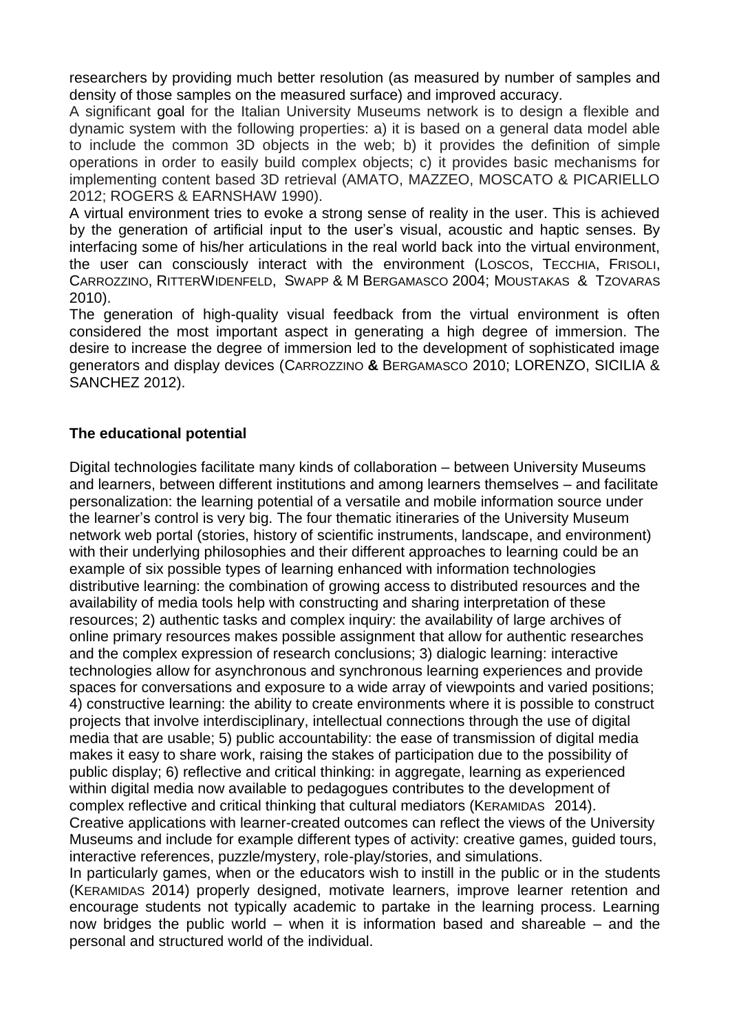researchers by providing much better resolution (as measured by number of samples and density of those samples on the measured surface) and improved accuracy.
A significant goal for the Italian University Museums network is to design a flexible and dynamic system with the following properties: a) it is based on a general data model able to include the common 3D objects in the web; b) it provides the definition of simple operations in order to easily build complex objects; c) it provides basic mechanisms for implementing content based 3D retrieval (AMATO, MAZZEO, MOSCATO & PICARIELLO 2012; ROGERS & EARNSHAW 1990).
A virtual environment tries to evoke a strong sense of reality in the user. This is achieved by the generation of artificial input to the user's visual, acoustic and haptic senses. By interfacing some of his/her articulations in the real world back into the virtual environment, the user can consciously interact with the environment (LOSCOS, TECCHIA, FRISOLI, CARROZZINO, RITTERWIDENFELD, SWAPP & M BERGAMASCO 2004; MOUSTAKAS & TZOVARAS 2010).
The generation of high-quality visual feedback from the virtual environment is often considered the most important aspect in generating a high degree of immersion. The desire to increase the degree of immersion led to the development of sophisticated image generators and display devices (CARROZZINO **&** BERGAMASCO 2010; LORENZO, SICILIA & SANCHEZ 2012).

**The educational potential**

Digital technologies facilitate many kinds of collaboration – between University Museums and learners, between different institutions and among learners themselves – and facilitate personalization: the learning potential of a versatile and mobile information source under the learner's control is very big. The four thematic itineraries of the University Museum network web portal (stories, history of scientific instruments, landscape, and environment) with their underlying philosophies and their different approaches to learning could be an example of six possible types of learning enhanced with information technologies distributive learning: the combination of growing access to distributed resources and the availability of media tools help with constructing and sharing interpretation of these resources; 2) authentic tasks and complex inquiry: the availability of large archives of online primary resources makes possible assignment that allow for authentic researches and the complex expression of research conclusions; 3) dialogic learning: interactive technologies allow for asynchronous and synchronous learning experiences and provide spaces for conversations and exposure to a wide array of viewpoints and varied positions; 4) constructive learning: the ability to create environments where it is possible to construct projects that involve interdisciplinary, intellectual connections through the use of digital media that are usable; 5) public accountability: the ease of transmission of digital media makes it easy to share work, raising the stakes of participation due to the possibility of public display; 6) reflective and critical thinking: in aggregate, learning as experienced within digital media now available to pedagogues contributes to the development of complex reflective and critical thinking that cultural mediators (KERAMIDAS 2014).
Creative applications with learner-created outcomes can reflect the views of the University Museums and include for example different types of activity: creative games, guided tours, interactive references, puzzle/mystery, role-play/stories, and simulations.
In particularly games, when or the educators wish to instill in the public or in the students (KERAMIDAS 2014) properly designed, motivate learners, improve learner retention and encourage students not typically academic to partake in the learning process. Learning now bridges the public world – when it is information based and shareable – and the personal and structured world of the individual.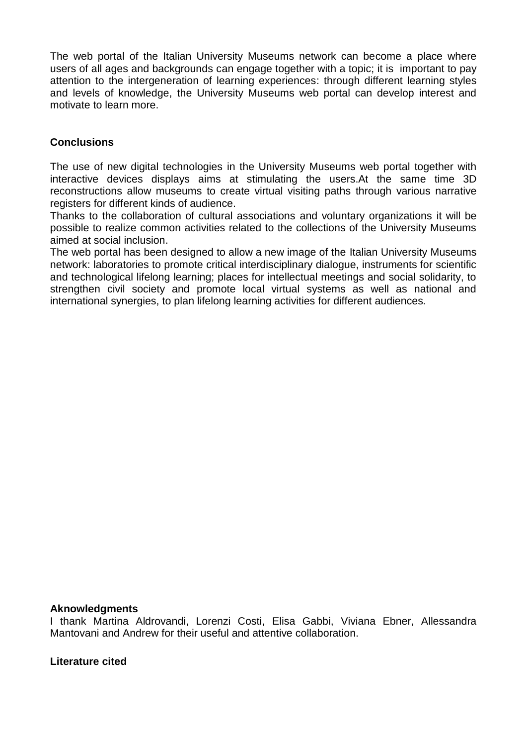The web portal of the Italian University Museums network can become a place where users of all ages and backgrounds can engage together with a topic; it is important to pay attention to the intergeneration of learning experiences: through different learning styles and levels of knowledge, the University Museums web portal can develop interest and motivate to learn more.

## Conclusions

The use of new digital technologies in the University Museums web portal together with interactive devices displays aims at stimulating the users.At the same time 3D reconstructions allow museums to create virtual visiting paths through various narrative registers for different kinds of audience.

Thanks to the collaboration of cultural associations and voluntary organizations it will be possible to realize common activities related to the collections of the University Museums aimed at social inclusion.

The web portal has been designed to allow a new image of the Italian University Museums network: laboratories to promote critical interdisciplinary dialogue, instruments for scientific and technological lifelong learning; places for intellectual meetings and social solidarity, to strengthen civil society and promote local virtual systems as well as national and international synergies, to plan lifelong learning activities for different audiences.

**Aknowledgments**

I thank Martina Aldrovandi, Lorenzi Costi, Elisa Gabbi, Viviana Ebner, Allessandra Mantovani and Andrew for their useful and attentive collaboration.

**Literature cited**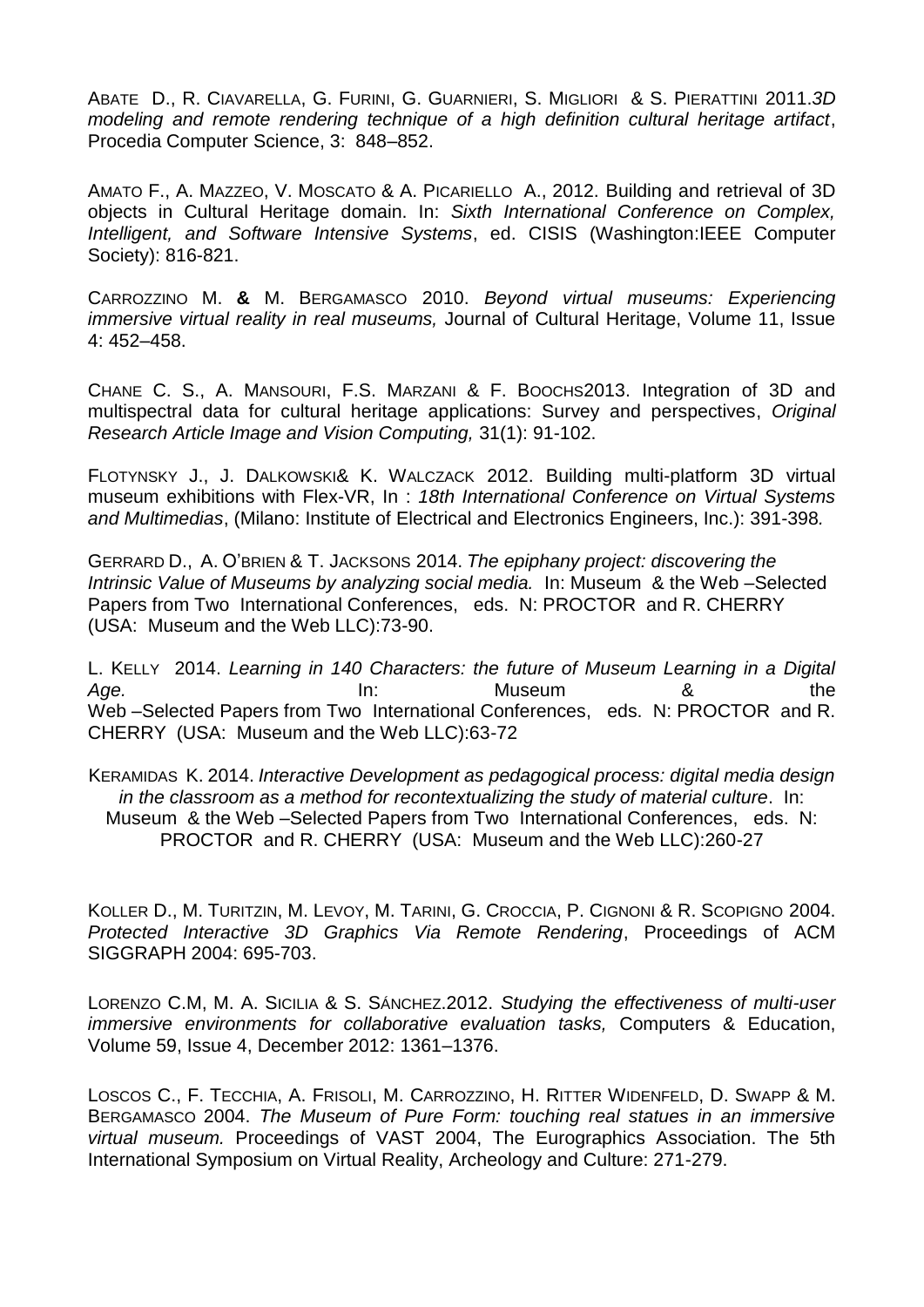ABATE D., R. CIAVARELLA, G. FURINI, G. GUARNIERI, S. MIGLIORI & S. PIERATTINI 2011.*3D modeling and remote rendering technique of a high definition cultural heritage artifact*, Procedia Computer Science, 3: 848–852.

AMATO F., A. MAZZEO, V. MOSCATO & A. PICARIELLO A., 2012. Building and retrieval of 3D objects in Cultural Heritage domain. In: *Sixth International Conference on Complex, Intelligent, and Software Intensive Systems*, ed. CISIS (Washington:IEEE Computer Society): 816-821.

CARROZZINO M. **&** M. BERGAMASCO 2010. *Beyond virtual museums: Experiencing immersive virtual reality in real museums,* Journal of Cultural Heritage, Volume 11, Issue 4: 452–458.

CHANE C. S., A. MANSOURI, F.S. MARZANI & F. BOOCHS2013. Integration of 3D and multispectral data for cultural heritage applications: Survey and perspectives, *Original Research Article Image and Vision Computing,* 31(1): 91-102.

FLOTYNSKY J., J. DALKOWSKI& K. WALCZACK 2012. Building multi-platform 3D virtual museum exhibitions with Flex-VR, In : *18th International Conference on Virtual Systems and Multimedias*, (Milano: Institute of Electrical and Electronics Engineers, Inc.): 391-398*.*

GERRARD D., A. O'BRIEN & T. JACKSONS 2014. *The epiphany project: discovering the Intrinsic Value of Museums by analyzing social media.* In: Museum & the Web –Selected Papers from Two International Conferences, eds. N: PROCTOR and R. CHERRY (USA: Museum and the Web LLC):73-90.

L. KELLY 2014. *Learning in 140 Characters: the future of Museum Learning in a Digital Age.* In: Museum & the Web –Selected Papers from Two International Conferences, eds. N: PROCTOR and R. CHERRY (USA: Museum and the Web LLC):63-72

KERAMIDAS K. 2014. *Interactive Development as pedagogical process: digital media design in the classroom as a method for recontextualizing the study of material culture*. In: Museum & the Web –Selected Papers from Two International Conferences, eds. N: PROCTOR and R. CHERRY (USA: Museum and the Web LLC):260-27

KOLLER D., M. TURITZIN, M. LEVOY, M. TARINI, G. CROCCIA, P. CIGNONI & R. SCOPIGNO 2004. *Protected Interactive 3D Graphics Via Remote Rendering*, Proceedings of ACM SIGGRAPH 2004: 695-703.

LORENZO C.M, M. A. SICILIA & S. SÁNCHEZ.2012. *Studying the effectiveness of multi-user immersive environments for collaborative evaluation tasks,* Computers & Education, Volume 59, Issue 4, December 2012: 1361–1376.

LOSCOS C., F. TECCHIA, A. FRISOLI, M. CARROZZINO, H. RITTER WIDENFELD, D. SWAPP & M. BERGAMASCO 2004. *The Museum of Pure Form: touching real statues in an immersive virtual museum.* Proceedings of VAST 2004, The Eurographics Association. The 5th International Symposium on Virtual Reality, Archeology and Culture: 271-279.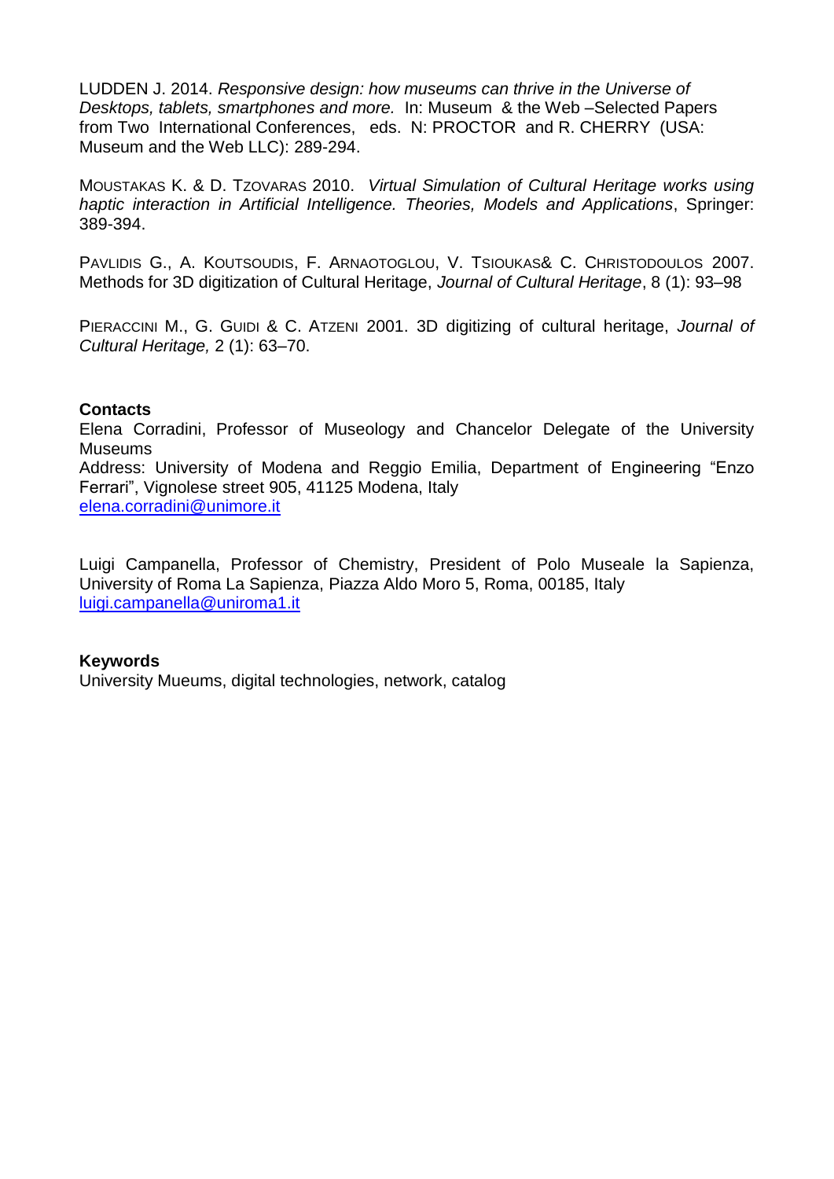LUDDEN J. 2014. *Responsive design: how museums can thrive in the Universe of Desktops, tablets, smartphones and more.* In: Museum & the Web –Selected Papers from Two International Conferences, eds. N: PROCTOR and R. CHERRY (USA: Museum and the Web LLC): 289-294.

MOUSTAKAS K. & D. TZOVARAS 2010. *Virtual Simulation of Cultural Heritage works using haptic interaction in Artificial Intelligence. Theories, Models and Applications*, Springer: 389-394.

PAVLIDIS G., A. KOUTSOUDIS, F. ARNAOTOGLOU, V. TSIOUKAS& C. CHRISTODOULOS 2007. Methods for 3D digitization of Cultural Heritage, *Journal of Cultural Heritage*, 8 (1): 93–98

PIERACCINI M., G. GUIDI & C. ATZENI 2001. 3D digitizing of cultural heritage, *Journal of Cultural Heritage,* 2 (1): 63–70.

**Contacts**

Elena Corradini, Professor of Museology and Chancelor Delegate of the University Museums
Address: University of Modena and Reggio Emilia, Department of Engineering "Enzo Ferrari", Vignolese street 905, 41125 Modena, Italy
elena.corradini@unimore.it

Luigi Campanella, Professor of Chemistry, President of Polo Museale la Sapienza, University of Roma La Sapienza, Piazza Aldo Moro 5, Roma, 00185, Italy
luigi.campanella@uniroma1.it

**Keywords**

University Mueums, digital technologies, network, catalog